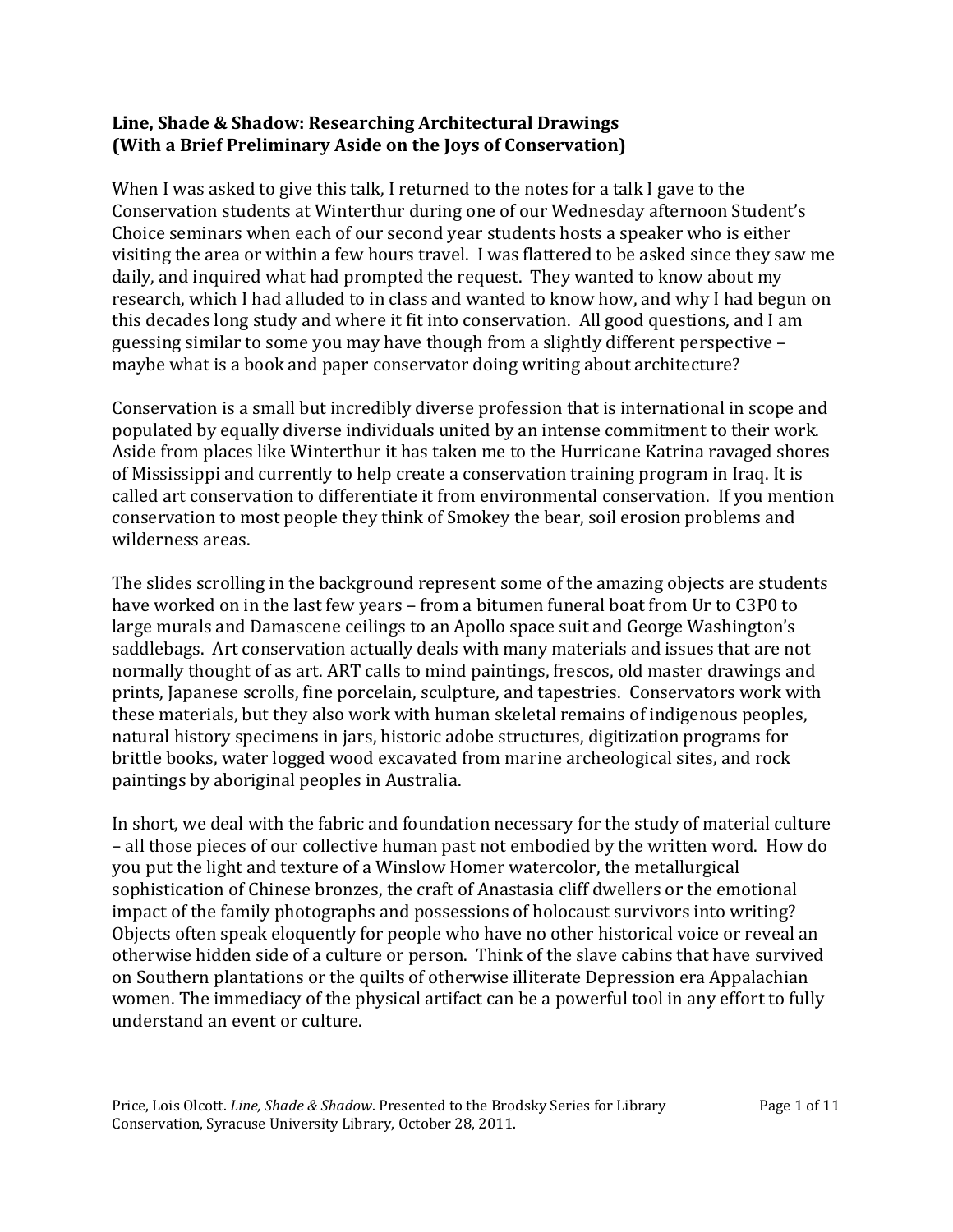**Line, Shade & Shadow: Researching Architectural Drawings (With a Brief Preliminary Aside on the Joys of Conservation)**

When I was asked to give this talk, I returned to the notes for a talk I gave to the Conservation students at Winterthur during one of our Wednesday afternoon Student's Choice seminars when each of our second year students hosts a speaker who is either visiting the area or within a few hours travel. I was flattered to be asked since they saw me daily, and inquired what had prompted the request. They wanted to know about my research, which I had alluded to in class and wanted to know how, and why I had begun on this decades long study and where it fit into conservation. All good questions, and I am guessing similar to some you may have though from a slightly different perspective – maybe what is a book and paper conservator doing writing about architecture?

Conservation is a small but incredibly diverse profession that is international in scope and populated by equally diverse individuals united by an intense commitment to their work. Aside from places like Winterthur it has taken me to the Hurricane Katrina ravaged shores of Mississippi and currently to help create a conservation training program in Iraq. It is called art conservation to differentiate it from environmental conservation. If you mention conservation to most people they think of Smokey the bear, soil erosion problems and wilderness areas.

The slides scrolling in the background represent some of the amazing objects are students have worked on in the last few years – from a bitumen funeral boat from Ur to C3P0 to large murals and Damascene ceilings to an Apollo space suit and George Washington's saddlebags. Art conservation actually deals with many materials and issues that are not normally thought of as art. ART calls to mind paintings, frescos, old master drawings and prints, Japanese scrolls, fine porcelain, sculpture, and tapestries. Conservators work with these materials, but they also work with human skeletal remains of indigenous peoples, natural history specimens in jars, historic adobe structures, digitization programs for brittle books, water logged wood excavated from marine archeological sites, and rock paintings by aboriginal peoples in Australia.

In short, we deal with the fabric and foundation necessary for the study of material culture – all those pieces of our collective human past not embodied by the written word. How do you put the light and texture of a Winslow Homer watercolor, the metallurgical sophistication of Chinese bronzes, the craft of Anastasia cliff dwellers or the emotional impact of the family photographs and possessions of holocaust survivors into writing? Objects often speak eloquently for people who have no other historical voice or reveal an otherwise hidden side of a culture or person. Think of the slave cabins that have survived on Southern plantations or the quilts of otherwise illiterate Depression era Appalachian women. The immediacy of the physical artifact can be a powerful tool in any effort to fully understand an event or culture.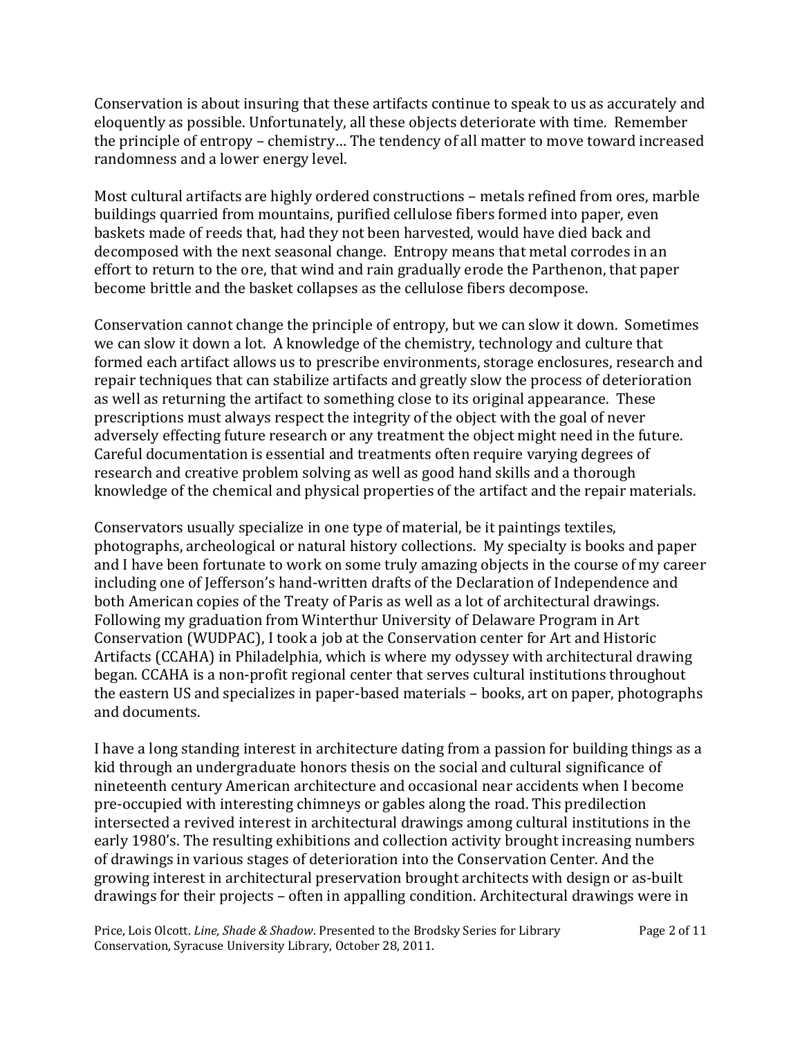Conservation is about insuring that these artifacts continue to speak to us as accurately and eloquently as possible. Unfortunately, all these objects deteriorate with time. Remember the principle of entropy – chemistry… The tendency of all matter to move toward increased randomness and a lower energy level.

Most cultural artifacts are highly ordered constructions – metals refined from ores, marble buildings quarried from mountains, purified cellulose fibers formed into paper, even baskets made of reeds that, had they not been harvested, would have died back and decomposed with the next seasonal change. Entropy means that metal corrodes in an effort to return to the ore, that wind and rain gradually erode the Parthenon, that paper become brittle and the basket collapses as the cellulose fibers decompose.

Conservation cannot change the principle of entropy, but we can slow it down. Sometimes we can slow it down a lot. A knowledge of the chemistry, technology and culture that formed each artifact allows us to prescribe environments, storage enclosures, research and repair techniques that can stabilize artifacts and greatly slow the process of deterioration as well as returning the artifact to something close to its original appearance. These prescriptions must always respect the integrity of the object with the goal of never adversely effecting future research or any treatment the object might need in the future. Careful documentation is essential and treatments often require varying degrees of research and creative problem solving as well as good hand skills and a thorough knowledge of the chemical and physical properties of the artifact and the repair materials.

Conservators usually specialize in one type of material, be it paintings textiles, photographs, archeological or natural history collections. My specialty is books and paper and I have been fortunate to work on some truly amazing objects in the course of my career including one of Jefferson's hand-written drafts of the Declaration of Independence and both American copies of the Treaty of Paris as well as a lot of architectural drawings. Following my graduation from Winterthur University of Delaware Program in Art Conservation (WUDPAC), I took a job at the Conservation center for Art and Historic Artifacts (CCAHA) in Philadelphia, which is where my odyssey with architectural drawing began. CCAHA is a non-profit regional center that serves cultural institutions throughout the eastern US and specializes in paper-based materials – books, art on paper, photographs and documents.

I have a long standing interest in architecture dating from a passion for building things as a kid through an undergraduate honors thesis on the social and cultural significance of nineteenth century American architecture and occasional near accidents when I become pre-occupied with interesting chimneys or gables along the road. This predilection intersected a revived interest in architectural drawings among cultural institutions in the early 1980's. The resulting exhibitions and collection activity brought increasing numbers of drawings in various stages of deterioration into the Conservation Center. And the growing interest in architectural preservation brought architects with design or as-built drawings for their projects – often in appalling condition. Architectural drawings were in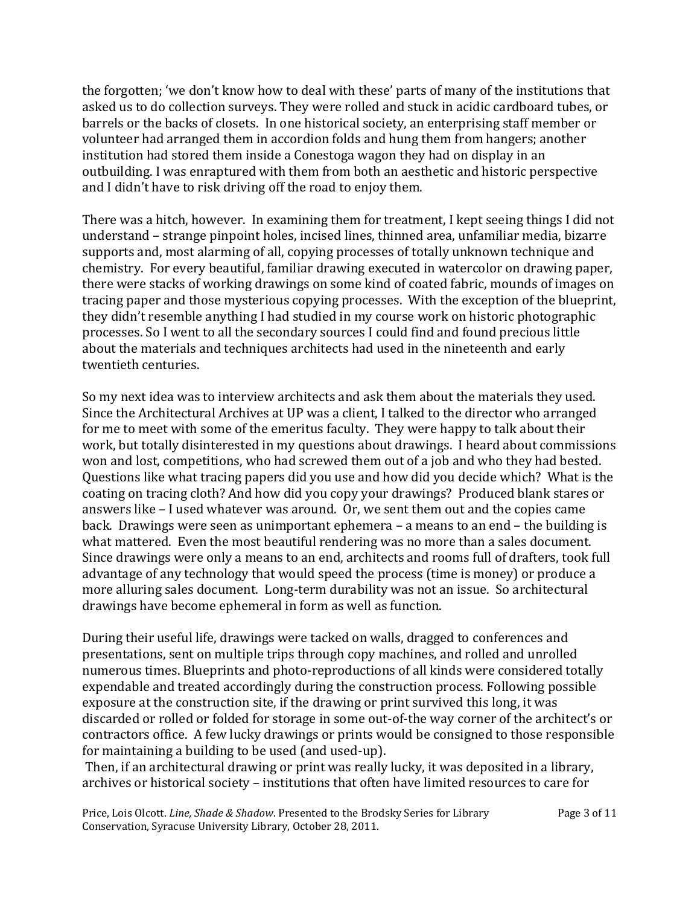the forgotten; 'we don't know how to deal with these' parts of many of the institutions that asked us to do collection surveys. They were rolled and stuck in acidic cardboard tubes, or barrels or the backs of closets. In one historical society, an enterprising staff member or volunteer had arranged them in accordion folds and hung them from hangers; another institution had stored them inside a Conestoga wagon they had on display in an outbuilding. I was enraptured with them from both an aesthetic and historic perspective and I didn't have to risk driving off the road to enjoy them.

There was a hitch, however. In examining them for treatment, I kept seeing things I did not understand – strange pinpoint holes, incised lines, thinned area, unfamiliar media, bizarre supports and, most alarming of all, copying processes of totally unknown technique and chemistry. For every beautiful, familiar drawing executed in watercolor on drawing paper, there were stacks of working drawings on some kind of coated fabric, mounds of images on tracing paper and those mysterious copying processes. With the exception of the blueprint, they didn't resemble anything I had studied in my course work on historic photographic processes. So I went to all the secondary sources I could find and found precious little about the materials and techniques architects had used in the nineteenth and early twentieth centuries.

So my next idea was to interview architects and ask them about the materials they used. Since the Architectural Archives at UP was a client, I talked to the director who arranged for me to meet with some of the emeritus faculty. They were happy to talk about their work, but totally disinterested in my questions about drawings. I heard about commissions won and lost, competitions, who had screwed them out of a job and who they had bested. Questions like what tracing papers did you use and how did you decide which? What is the coating on tracing cloth? And how did you copy your drawings? Produced blank stares or answers like – I used whatever was around. Or, we sent them out and the copies came back. Drawings were seen as unimportant ephemera – a means to an end – the building is what mattered. Even the most beautiful rendering was no more than a sales document. Since drawings were only a means to an end, architects and rooms full of drafters, took full advantage of any technology that would speed the process (time is money) or produce a more alluring sales document. Long-term durability was not an issue. So architectural drawings have become ephemeral in form as well as function.

During their useful life, drawings were tacked on walls, dragged to conferences and presentations, sent on multiple trips through copy machines, and rolled and unrolled numerous times. Blueprints and photo-reproductions of all kinds were considered totally expendable and treated accordingly during the construction process. Following possible exposure at the construction site, if the drawing or print survived this long, it was discarded or rolled or folded for storage in some out-of-the way corner of the architect's or contractors office. A few lucky drawings or prints would be consigned to those responsible for maintaining a building to be used (and used-up).

Then, if an architectural drawing or print was really lucky, it was deposited in a library, archives or historical society – institutions that often have limited resources to care for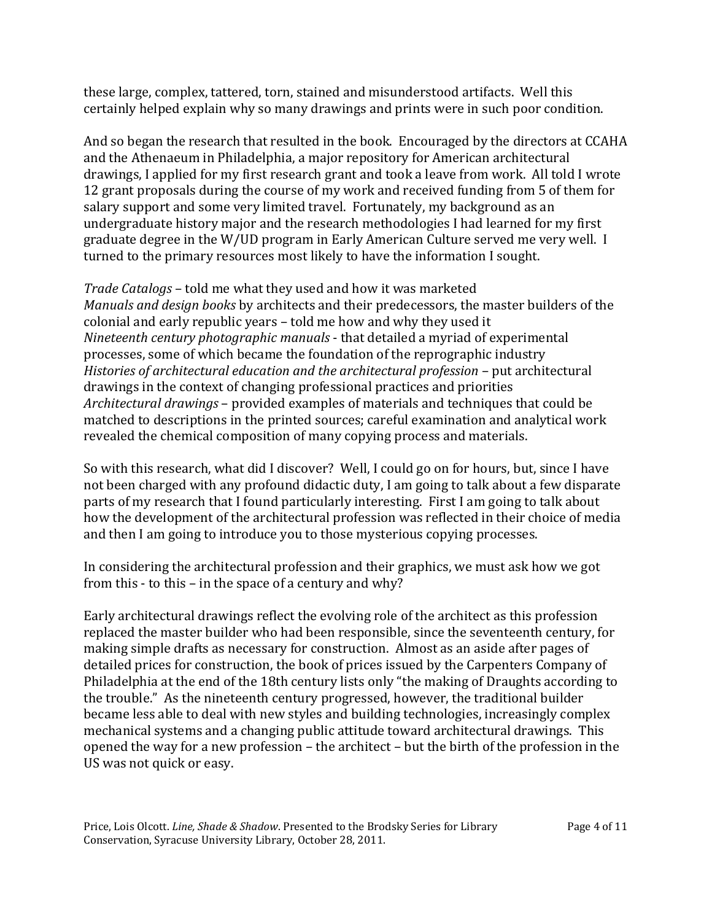these large, complex, tattered, torn, stained and misunderstood artifacts. Well this certainly helped explain why so many drawings and prints were in such poor condition.

And so began the research that resulted in the book. Encouraged by the directors at CCAHA and the Athenaeum in Philadelphia, a major repository for American architectural drawings, I applied for my first research grant and took a leave from work. All told I wrote 12 grant proposals during the course of my work and received funding from 5 of them for salary support and some very limited travel. Fortunately, my background as an undergraduate history major and the research methodologies I had learned for my first graduate degree in the W/UD program in Early American Culture served me very well. I turned to the primary resources most likely to have the information I sought.

*Trade Catalogs* – told me what they used and how it was marketed
*Manuals and design books* by architects and their predecessors, the master builders of the colonial and early republic years – told me how and why they used it
*Nineteenth century photographic manuals* - that detailed a myriad of experimental processes, some of which became the foundation of the reprographic industry
*Histories of architectural education and the architectural profession* – put architectural drawings in the context of changing professional practices and priorities
*Architectural drawings* – provided examples of materials and techniques that could be matched to descriptions in the printed sources; careful examination and analytical work revealed the chemical composition of many copying process and materials.

So with this research, what did I discover? Well, I could go on for hours, but, since I have not been charged with any profound didactic duty, I am going to talk about a few disparate parts of my research that I found particularly interesting. First I am going to talk about how the development of the architectural profession was reflected in their choice of media and then I am going to introduce you to those mysterious copying processes.

In considering the architectural profession and their graphics, we must ask how we got from this - to this – in the space of a century and why?

Early architectural drawings reflect the evolving role of the architect as this profession replaced the master builder who had been responsible, since the seventeenth century, for making simple drafts as necessary for construction. Almost as an aside after pages of detailed prices for construction, the book of prices issued by the Carpenters Company of Philadelphia at the end of the 18th century lists only "the making of Draughts according to the trouble." As the nineteenth century progressed, however, the traditional builder became less able to deal with new styles and building technologies, increasingly complex mechanical systems and a changing public attitude toward architectural drawings. This opened the way for a new profession – the architect – but the birth of the profession in the US was not quick or easy.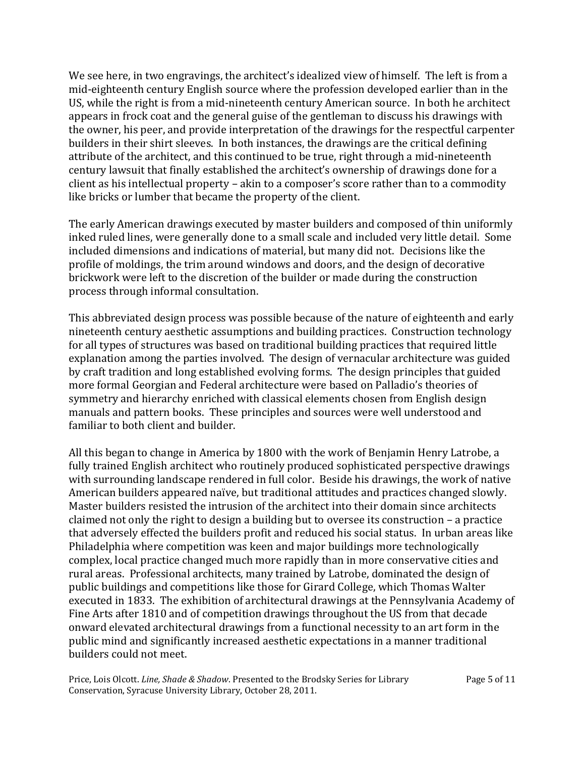We see here, in two engravings, the architect's idealized view of himself. The left is from a mid-eighteenth century English source where the profession developed earlier than in the US, while the right is from a mid-nineteenth century American source. In both he architect appears in frock coat and the general guise of the gentleman to discuss his drawings with the owner, his peer, and provide interpretation of the drawings for the respectful carpenter builders in their shirt sleeves. In both instances, the drawings are the critical defining attribute of the architect, and this continued to be true, right through a mid-nineteenth century lawsuit that finally established the architect's ownership of drawings done for a client as his intellectual property – akin to a composer's score rather than to a commodity like bricks or lumber that became the property of the client.

The early American drawings executed by master builders and composed of thin uniformly inked ruled lines, were generally done to a small scale and included very little detail. Some included dimensions and indications of material, but many did not. Decisions like the profile of moldings, the trim around windows and doors, and the design of decorative brickwork were left to the discretion of the builder or made during the construction process through informal consultation.

This abbreviated design process was possible because of the nature of eighteenth and early nineteenth century aesthetic assumptions and building practices. Construction technology for all types of structures was based on traditional building practices that required little explanation among the parties involved. The design of vernacular architecture was guided by craft tradition and long established evolving forms. The design principles that guided more formal Georgian and Federal architecture were based on Palladio's theories of symmetry and hierarchy enriched with classical elements chosen from English design manuals and pattern books. These principles and sources were well understood and familiar to both client and builder.

All this began to change in America by 1800 with the work of Benjamin Henry Latrobe, a fully trained English architect who routinely produced sophisticated perspective drawings with surrounding landscape rendered in full color. Beside his drawings, the work of native American builders appeared naïve, but traditional attitudes and practices changed slowly. Master builders resisted the intrusion of the architect into their domain since architects claimed not only the right to design a building but to oversee its construction – a practice that adversely effected the builders profit and reduced his social status. In urban areas like Philadelphia where competition was keen and major buildings more technologically complex, local practice changed much more rapidly than in more conservative cities and rural areas. Professional architects, many trained by Latrobe, dominated the design of public buildings and competitions like those for Girard College, which Thomas Walter executed in 1833. The exhibition of architectural drawings at the Pennsylvania Academy of Fine Arts after 1810 and of competition drawings throughout the US from that decade onward elevated architectural drawings from a functional necessity to an art form in the public mind and significantly increased aesthetic expectations in a manner traditional builders could not meet.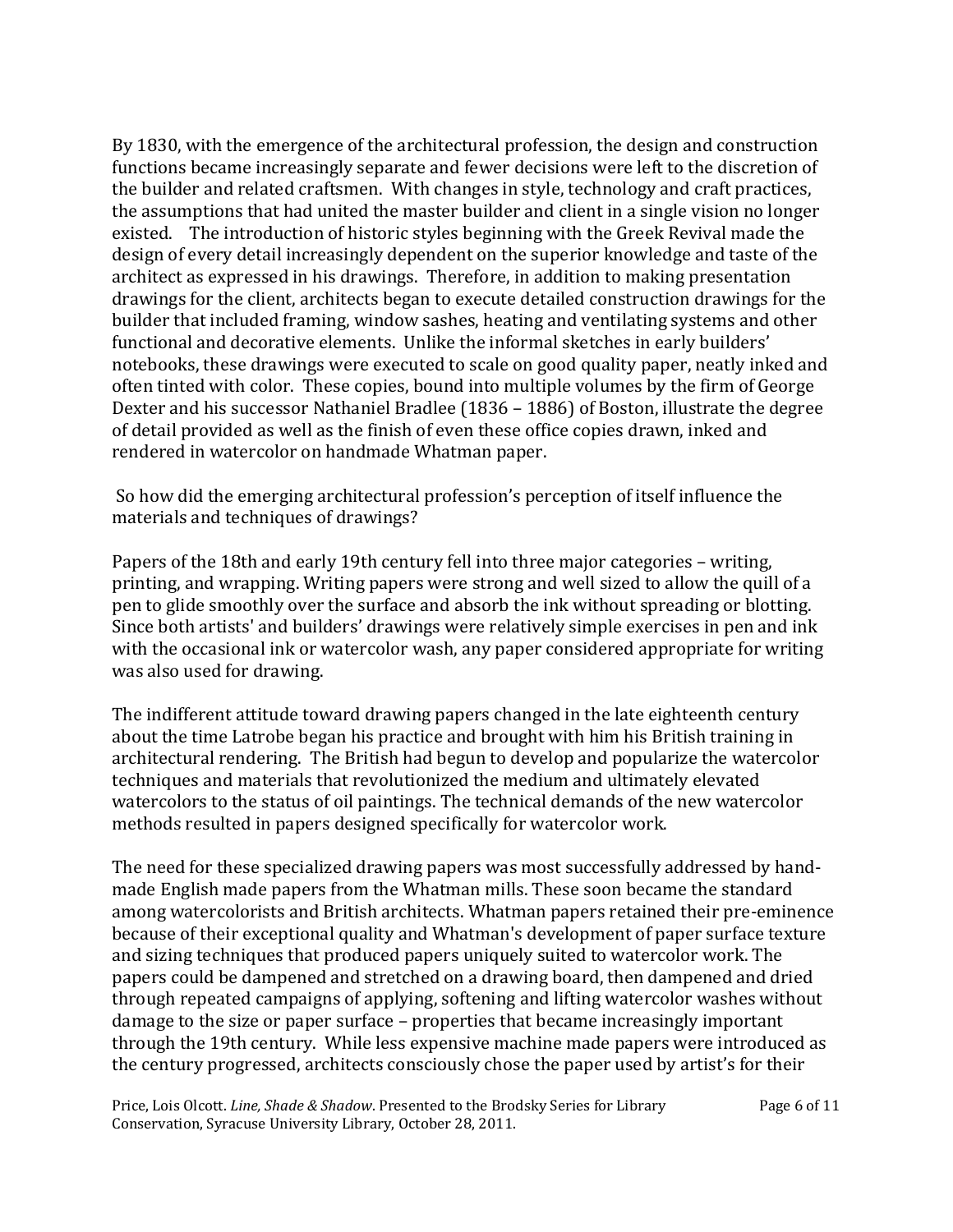By 1830, with the emergence of the architectural profession, the design and construction functions became increasingly separate and fewer decisions were left to the discretion of the builder and related craftsmen. With changes in style, technology and craft practices, the assumptions that had united the master builder and client in a single vision no longer existed. The introduction of historic styles beginning with the Greek Revival made the design of every detail increasingly dependent on the superior knowledge and taste of the architect as expressed in his drawings. Therefore, in addition to making presentation drawings for the client, architects began to execute detailed construction drawings for the builder that included framing, window sashes, heating and ventilating systems and other functional and decorative elements. Unlike the informal sketches in early builders' notebooks, these drawings were executed to scale on good quality paper, neatly inked and often tinted with color. These copies, bound into multiple volumes by the firm of George Dexter and his successor Nathaniel Bradlee (1836 – 1886) of Boston, illustrate the degree of detail provided as well as the finish of even these office copies drawn, inked and rendered in watercolor on handmade Whatman paper.

So how did the emerging architectural profession's perception of itself influence the materials and techniques of drawings?

Papers of the 18th and early 19th century fell into three major categories – writing, printing, and wrapping. Writing papers were strong and well sized to allow the quill of a pen to glide smoothly over the surface and absorb the ink without spreading or blotting. Since both artists' and builders' drawings were relatively simple exercises in pen and ink with the occasional ink or watercolor wash, any paper considered appropriate for writing was also used for drawing.

The indifferent attitude toward drawing papers changed in the late eighteenth century about the time Latrobe began his practice and brought with him his British training in architectural rendering. The British had begun to develop and popularize the watercolor techniques and materials that revolutionized the medium and ultimately elevated watercolors to the status of oil paintings. The technical demands of the new watercolor methods resulted in papers designed specifically for watercolor work.

The need for these specialized drawing papers was most successfully addressed by hand-made English made papers from the Whatman mills. These soon became the standard among watercolorists and British architects. Whatman papers retained their pre-eminence because of their exceptional quality and Whatman's development of paper surface texture and sizing techniques that produced papers uniquely suited to watercolor work. The papers could be dampened and stretched on a drawing board, then dampened and dried through repeated campaigns of applying, softening and lifting watercolor washes without damage to the size or paper surface – properties that became increasingly important through the 19th century. While less expensive machine made papers were introduced as the century progressed, architects consciously chose the paper used by artist's for their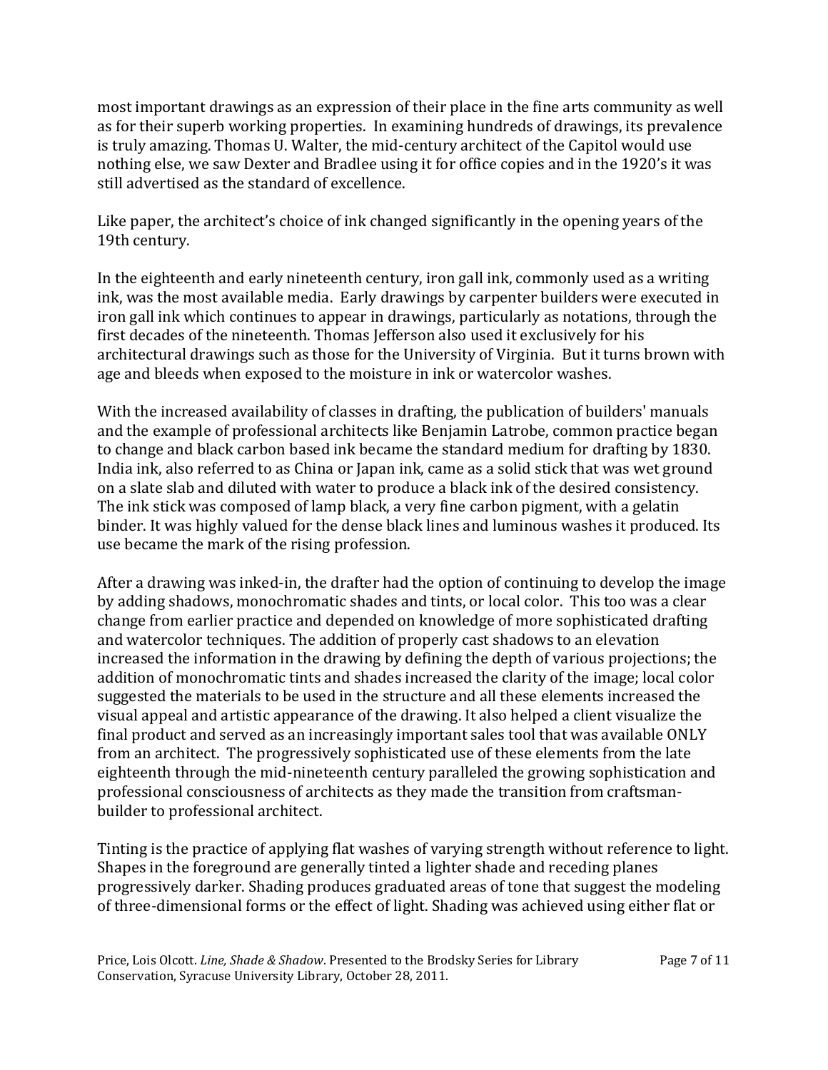most important drawings as an expression of their place in the fine arts community as well as for their superb working properties. In examining hundreds of drawings, its prevalence is truly amazing. Thomas U. Walter, the mid-century architect of the Capitol would use nothing else, we saw Dexter and Bradlee using it for office copies and in the 1920's it was still advertised as the standard of excellence.

Like paper, the architect's choice of ink changed significantly in the opening years of the 19th century.

In the eighteenth and early nineteenth century, iron gall ink, commonly used as a writing ink, was the most available media. Early drawings by carpenter builders were executed in iron gall ink which continues to appear in drawings, particularly as notations, through the first decades of the nineteenth. Thomas Jefferson also used it exclusively for his architectural drawings such as those for the University of Virginia. But it turns brown with age and bleeds when exposed to the moisture in ink or watercolor washes.

With the increased availability of classes in drafting, the publication of builders' manuals and the example of professional architects like Benjamin Latrobe, common practice began to change and black carbon based ink became the standard medium for drafting by 1830. India ink, also referred to as China or Japan ink, came as a solid stick that was wet ground on a slate slab and diluted with water to produce a black ink of the desired consistency. The ink stick was composed of lamp black, a very fine carbon pigment, with a gelatin binder. It was highly valued for the dense black lines and luminous washes it produced. Its use became the mark of the rising profession.

After a drawing was inked-in, the drafter had the option of continuing to develop the image by adding shadows, monochromatic shades and tints, or local color. This too was a clear change from earlier practice and depended on knowledge of more sophisticated drafting and watercolor techniques. The addition of properly cast shadows to an elevation increased the information in the drawing by defining the depth of various projections; the addition of monochromatic tints and shades increased the clarity of the image; local color suggested the materials to be used in the structure and all these elements increased the visual appeal and artistic appearance of the drawing. It also helped a client visualize the final product and served as an increasingly important sales tool that was available ONLY from an architect. The progressively sophisticated use of these elements from the late eighteenth through the mid-nineteenth century paralleled the growing sophistication and professional consciousness of architects as they made the transition from craftsman-builder to professional architect.

Tinting is the practice of applying flat washes of varying strength without reference to light. Shapes in the foreground are generally tinted a lighter shade and receding planes progressively darker. Shading produces graduated areas of tone that suggest the modeling of three-dimensional forms or the effect of light. Shading was achieved using either flat or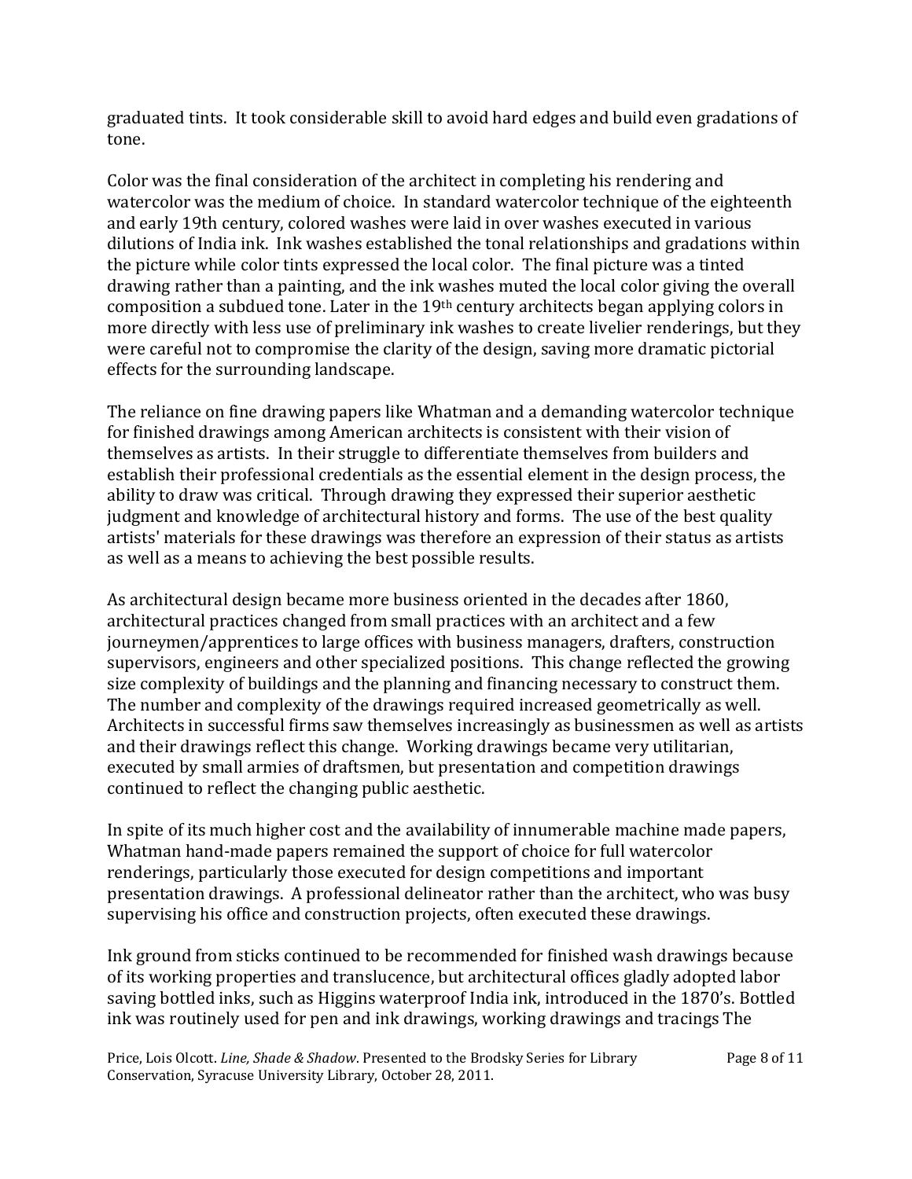graduated tints. It took considerable skill to avoid hard edges and build even gradations of tone.

Color was the final consideration of the architect in completing his rendering and watercolor was the medium of choice. In standard watercolor technique of the eighteenth and early 19th century, colored washes were laid in over washes executed in various dilutions of India ink. Ink washes established the tonal relationships and gradations within the picture while color tints expressed the local color. The final picture was a tinted drawing rather than a painting, and the ink washes muted the local color giving the overall composition a subdued tone. Later in the 19th century architects began applying colors in more directly with less use of preliminary ink washes to create livelier renderings, but they were careful not to compromise the clarity of the design, saving more dramatic pictorial effects for the surrounding landscape.

The reliance on fine drawing papers like Whatman and a demanding watercolor technique for finished drawings among American architects is consistent with their vision of themselves as artists. In their struggle to differentiate themselves from builders and establish their professional credentials as the essential element in the design process, the ability to draw was critical. Through drawing they expressed their superior aesthetic judgment and knowledge of architectural history and forms. The use of the best quality artists' materials for these drawings was therefore an expression of their status as artists as well as a means to achieving the best possible results.

As architectural design became more business oriented in the decades after 1860, architectural practices changed from small practices with an architect and a few journeymen/apprentices to large offices with business managers, drafters, construction supervisors, engineers and other specialized positions. This change reflected the growing size complexity of buildings and the planning and financing necessary to construct them. The number and complexity of the drawings required increased geometrically as well. Architects in successful firms saw themselves increasingly as businessmen as well as artists and their drawings reflect this change. Working drawings became very utilitarian, executed by small armies of draftsmen, but presentation and competition drawings continued to reflect the changing public aesthetic.

In spite of its much higher cost and the availability of innumerable machine made papers, Whatman hand-made papers remained the support of choice for full watercolor renderings, particularly those executed for design competitions and important presentation drawings. A professional delineator rather than the architect, who was busy supervising his office and construction projects, often executed these drawings.

Ink ground from sticks continued to be recommended for finished wash drawings because of its working properties and translucence, but architectural offices gladly adopted labor saving bottled inks, such as Higgins waterproof India ink, introduced in the 1870's. Bottled ink was routinely used for pen and ink drawings, working drawings and tracings The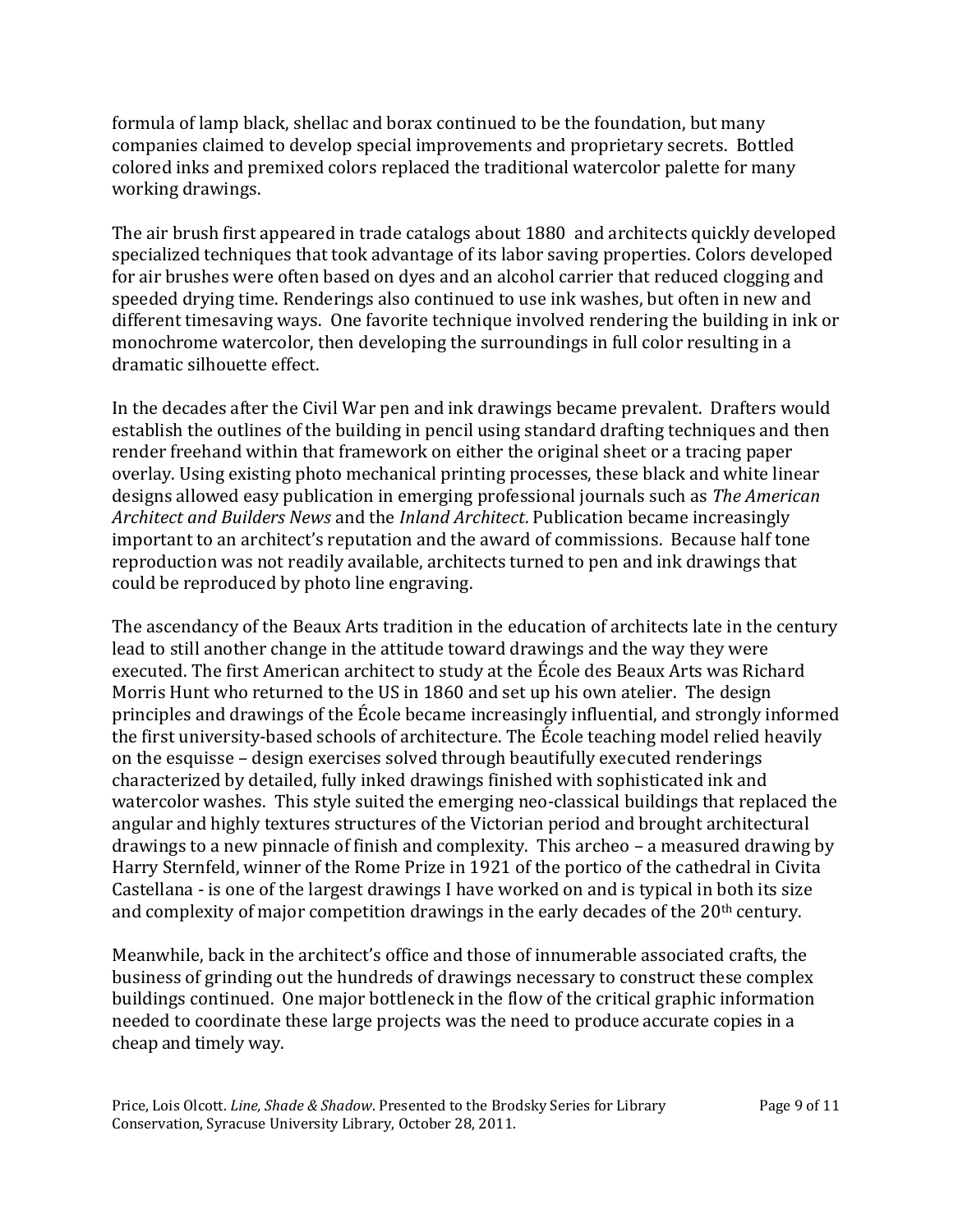formula of lamp black, shellac and borax continued to be the foundation, but many companies claimed to develop special improvements and proprietary secrets. Bottled colored inks and premixed colors replaced the traditional watercolor palette for many working drawings.

The air brush first appeared in trade catalogs about 1880 and architects quickly developed specialized techniques that took advantage of its labor saving properties. Colors developed for air brushes were often based on dyes and an alcohol carrier that reduced clogging and speeded drying time. Renderings also continued to use ink washes, but often in new and different timesaving ways. One favorite technique involved rendering the building in ink or monochrome watercolor, then developing the surroundings in full color resulting in a dramatic silhouette effect.

In the decades after the Civil War pen and ink drawings became prevalent. Drafters would establish the outlines of the building in pencil using standard drafting techniques and then render freehand within that framework on either the original sheet or a tracing paper overlay. Using existing photo mechanical printing processes, these black and white linear designs allowed easy publication in emerging professional journals such as *The American Architect and Builders News* and the *Inland Architect*. Publication became increasingly important to an architect's reputation and the award of commissions. Because half tone reproduction was not readily available, architects turned to pen and ink drawings that could be reproduced by photo line engraving.

The ascendancy of the Beaux Arts tradition in the education of architects late in the century lead to still another change in the attitude toward drawings and the way they were executed. The first American architect to study at the École des Beaux Arts was Richard Morris Hunt who returned to the US in 1860 and set up his own atelier. The design principles and drawings of the École became increasingly influential, and strongly informed the first university-based schools of architecture. The École teaching model relied heavily on the esquisse – design exercises solved through beautifully executed renderings characterized by detailed, fully inked drawings finished with sophisticated ink and watercolor washes. This style suited the emerging neo-classical buildings that replaced the angular and highly textures structures of the Victorian period and brought architectural drawings to a new pinnacle of finish and complexity. This archeo – a measured drawing by Harry Sternfeld, winner of the Rome Prize in 1921 of the portico of the cathedral in Civita Castellana - is one of the largest drawings I have worked on and is typical in both its size and complexity of major competition drawings in the early decades of the 20th century.

Meanwhile, back in the architect's office and those of innumerable associated crafts, the business of grinding out the hundreds of drawings necessary to construct these complex buildings continued. One major bottleneck in the flow of the critical graphic information needed to coordinate these large projects was the need to produce accurate copies in a cheap and timely way.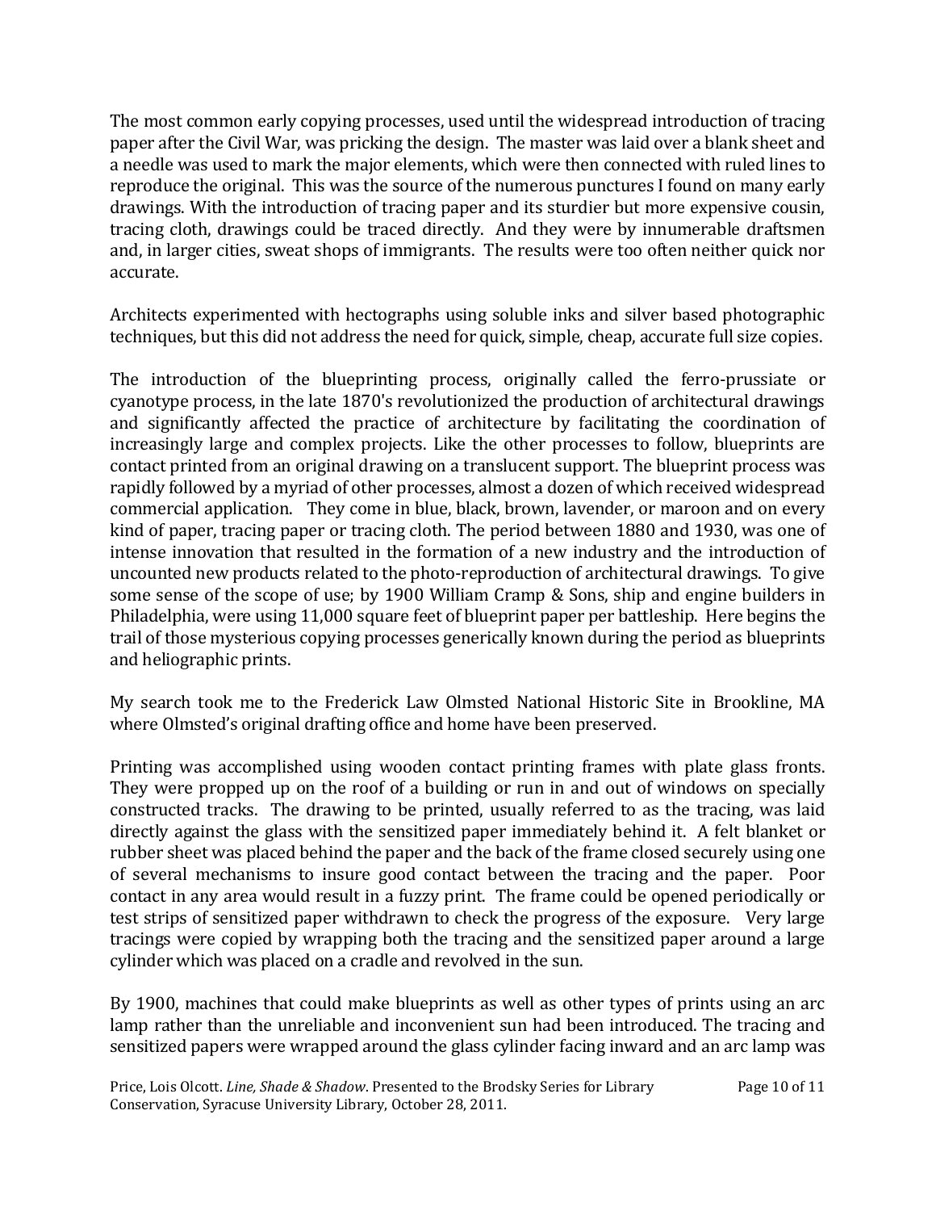The most common early copying processes, used until the widespread introduction of tracing paper after the Civil War, was pricking the design. The master was laid over a blank sheet and a needle was used to mark the major elements, which were then connected with ruled lines to reproduce the original. This was the source of the numerous punctures I found on many early drawings. With the introduction of tracing paper and its sturdier but more expensive cousin, tracing cloth, drawings could be traced directly. And they were by innumerable draftsmen and, in larger cities, sweat shops of immigrants. The results were too often neither quick nor accurate.

Architects experimented with hectographs using soluble inks and silver based photographic techniques, but this did not address the need for quick, simple, cheap, accurate full size copies.

The introduction of the blueprinting process, originally called the ferro-prussiate or cyanotype process, in the late 1870's revolutionized the production of architectural drawings and significantly affected the practice of architecture by facilitating the coordination of increasingly large and complex projects. Like the other processes to follow, blueprints are contact printed from an original drawing on a translucent support. The blueprint process was rapidly followed by a myriad of other processes, almost a dozen of which received widespread commercial application. They come in blue, black, brown, lavender, or maroon and on every kind of paper, tracing paper or tracing cloth. The period between 1880 and 1930, was one of intense innovation that resulted in the formation of a new industry and the introduction of uncounted new products related to the photo-reproduction of architectural drawings. To give some sense of the scope of use; by 1900 William Cramp & Sons, ship and engine builders in Philadelphia, were using 11,000 square feet of blueprint paper per battleship. Here begins the trail of those mysterious copying processes generically known during the period as blueprints and heliographic prints.

My search took me to the Frederick Law Olmsted National Historic Site in Brookline, MA where Olmsted's original drafting office and home have been preserved.

Printing was accomplished using wooden contact printing frames with plate glass fronts. They were propped up on the roof of a building or run in and out of windows on specially constructed tracks. The drawing to be printed, usually referred to as the tracing, was laid directly against the glass with the sensitized paper immediately behind it. A felt blanket or rubber sheet was placed behind the paper and the back of the frame closed securely using one of several mechanisms to insure good contact between the tracing and the paper. Poor contact in any area would result in a fuzzy print. The frame could be opened periodically or test strips of sensitized paper withdrawn to check the progress of the exposure. Very large tracings were copied by wrapping both the tracing and the sensitized paper around a large cylinder which was placed on a cradle and revolved in the sun.

By 1900, machines that could make blueprints as well as other types of prints using an arc lamp rather than the unreliable and inconvenient sun had been introduced. The tracing and sensitized papers were wrapped around the glass cylinder facing inward and an arc lamp was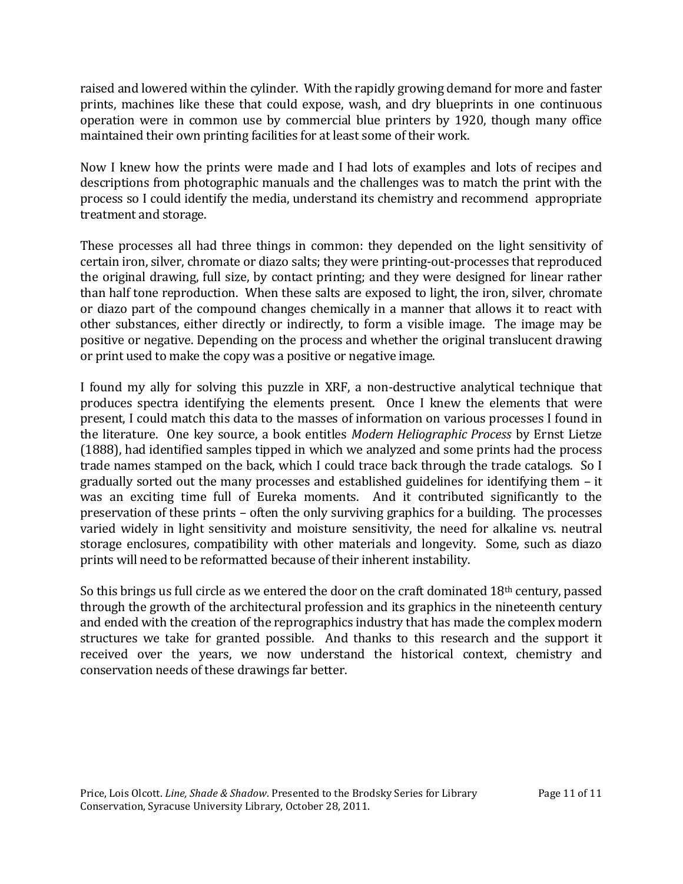raised and lowered within the cylinder. With the rapidly growing demand for more and faster prints, machines like these that could expose, wash, and dry blueprints in one continuous operation were in common use by commercial blue printers by 1920, though many office maintained their own printing facilities for at least some of their work.

Now I knew how the prints were made and I had lots of examples and lots of recipes and descriptions from photographic manuals and the challenges was to match the print with the process so I could identify the media, understand its chemistry and recommend appropriate treatment and storage.

These processes all had three things in common: they depended on the light sensitivity of certain iron, silver, chromate or diazo salts; they were printing-out-processes that reproduced the original drawing, full size, by contact printing; and they were designed for linear rather than half tone reproduction. When these salts are exposed to light, the iron, silver, chromate or diazo part of the compound changes chemically in a manner that allows it to react with other substances, either directly or indirectly, to form a visible image. The image may be positive or negative. Depending on the process and whether the original translucent drawing or print used to make the copy was a positive or negative image.

I found my ally for solving this puzzle in XRF, a non-destructive analytical technique that produces spectra identifying the elements present. Once I knew the elements that were present, I could match this data to the masses of information on various processes I found in the literature. One key source, a book entitles *Modern Heliographic Process* by Ernst Lietze (1888), had identified samples tipped in which we analyzed and some prints had the process trade names stamped on the back, which I could trace back through the trade catalogs. So I gradually sorted out the many processes and established guidelines for identifying them – it was an exciting time full of Eureka moments. And it contributed significantly to the preservation of these prints – often the only surviving graphics for a building. The processes varied widely in light sensitivity and moisture sensitivity, the need for alkaline vs. neutral storage enclosures, compatibility with other materials and longevity. Some, such as diazo prints will need to be reformatted because of their inherent instability.

So this brings us full circle as we entered the door on the craft dominated 18th century, passed through the growth of the architectural profession and its graphics in the nineteenth century and ended with the creation of the reprographics industry that has made the complex modern structures we take for granted possible. And thanks to this research and the support it received over the years, we now understand the historical context, chemistry and conservation needs of these drawings far better.